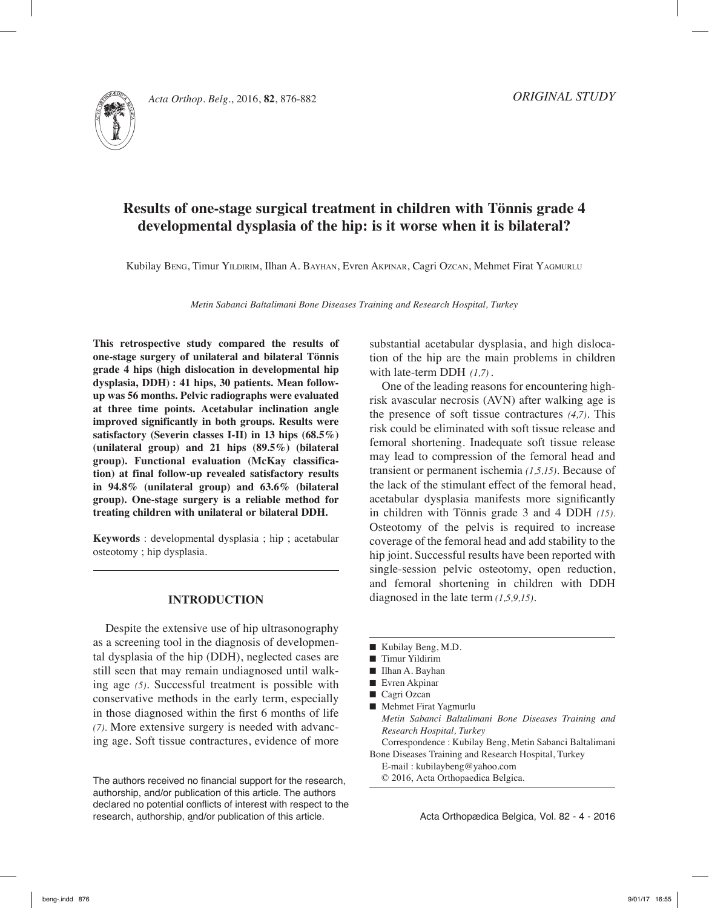*ORIGINAL STUDY*

# Results of one-stage surgical treatment in children with Tönnis grade 4 developmental dysplasia of the hip: is it worse when it is bilateral?

Kubilay Beng, Timur Yildirim, Ilhan A. Bayhan, Evren Akpinar, Cagri Ozcan, Mehmet Firat Yagmurlu

*Metin Sabanci Baltalimani Bone Diseases Training and Research Hospital, Turkey*

**This retrospective study compared the results of one-stage surgery of unilateral and bilateral Tönnis grade 4 hips (high dislocation in developmental hip dysplasia, DDH) : 41 hips, 30 patients. Mean follow-up was 56 months. Pelvic radiographs were evaluated at three time points. Acetabular inclination angle improved significantly in both groups. Results were satisfactory (Severin classes I-II) in 13 hips (68.5%) (unilateral group) and 21 hips (89.5%) (bilateral group). Functional evaluation (McKay classification) at final follow-up revealed satisfactory results in 94.8% (unilateral group) and 63.6% (bilateral group). One-stage surgery is a reliable method for treating children with unilateral or bilateral DDH.**

**Keywords** : developmental dysplasia ; hip ; acetabular osteotomy ; hip dysplasia.

## INTRODUCTION

Despite the extensive use of hip ultrasonography as a screening tool in the diagnosis of developmental dysplasia of the hip (DDH), neglected cases are still seen that may remain undiagnosed until walking age *(5)*. Successful treatment is possible with conservative methods in the early term, especially in those diagnosed within the first 6 months of life *(7)*. More extensive surgery is needed with advancing age. Soft tissue contractures, evidence of more substantial acetabular dysplasia, and high dislocation of the hip are the main problems in children with late-term DDH *(1,7)*.

One of the leading reasons for encountering high-risk avascular necrosis (AVN) after walking age is the presence of soft tissue contractures *(4,7)*. This risk could be eliminated with soft tissue release and femoral shortening. Inadequate soft tissue release may lead to compression of the femoral head and transient or permanent ischemia *(1,5,15)*. Because of the lack of the stimulant effect of the femoral head, acetabular dysplasia manifests more significantly in children with Tönnis grade 3 and 4 DDH *(15)*. Osteotomy of the pelvis is required to increase coverage of the femoral head and add stability to the hip joint. Successful results have been reported with single-session pelvic osteotomy, open reduction, and femoral shortening in children with DDH diagnosed in the late term *(1,5,9,15)*.

The authors received no financial support for the research, authorship, and/or publication of this article. The authors declared no potential conflicts of interest with respect to the research, authorship, and/or publication of this article.

- Kubilay Beng, M.D.
- Timur Yildirim
- Ilhan A. Bayhan
- Evren Akpinar
- Cagri Ozcan
- Mehmet Firat Yagmurlu

*Metin Sabanci Baltalimani Bone Diseases Training and Research Hospital, Turkey*

Correspondence : Kubilay Beng, Metin Sabanci Baltalimani Bone Diseases Training and Research Hospital, Turkey

E-mail : kubilaybeng@yahoo.com

© 2016, Acta Orthopaedica Belgica.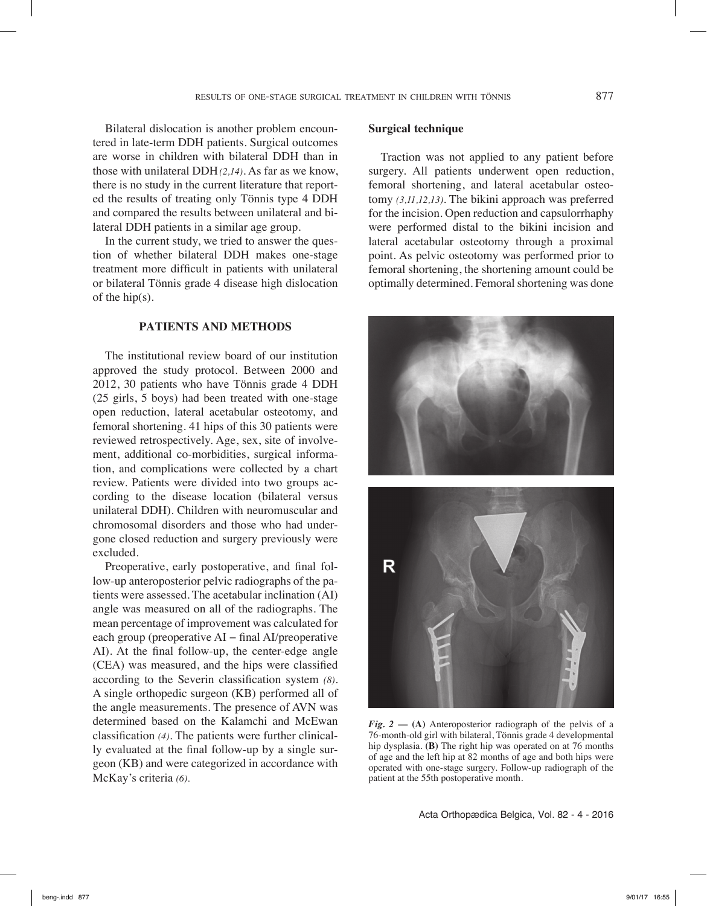Bilateral dislocation is another problem encountered in late-term DDH patients. Surgical outcomes are worse in children with bilateral DDH than in those with unilateral DDH *(2,14)*. As far as we know, there is no study in the current literature that reported the results of treating only Tönnis type 4 DDH and compared the results between unilateral and bilateral DDH patients in a similar age group.

In the current study, we tried to answer the question of whether bilateral DDH makes one-stage treatment more difficult in patients with unilateral or bilateral Tönnis grade 4 disease high dislocation of the hip(s).

## PATIENTS AND METHODS

The institutional review board of our institution approved the study protocol. Between 2000 and 2012, 30 patients who have Tönnis grade 4 DDH (25 girls, 5 boys) had been treated with one-stage open reduction, lateral acetabular osteotomy, and femoral shortening. 41 hips of this 30 patients were reviewed retrospectively. Age, sex, site of involvement, additional co-morbidities, surgical information, and complications were collected by a chart review. Patients were divided into two groups according to the disease location (bilateral versus unilateral DDH). Children with neuromuscular and chromosomal disorders and those who had undergone closed reduction and surgery previously were excluded.

Preoperative, early postoperative, and final follow-up anteroposterior pelvic radiographs of the patients were assessed. The acetabular inclination (AI) angle was measured on all of the radiographs. The mean percentage of improvement was calculated for each group (preoperative AI – final AI/preoperative AI). At the final follow-up, the center-edge angle (CEA) was measured, and the hips were classified according to the Severin classification system *(8)*. A single orthopedic surgeon (KB) performed all of the angle measurements. The presence of AVN was determined based on the Kalamchi and McEwan classification *(4)*. The patients were further clinically evaluated at the final follow-up by a single surgeon (KB) and were categorized in accordance with McKay's criteria *(6)*.

### Surgical technique

Traction was not applied to any patient before surgery. All patients underwent open reduction, femoral shortening, and lateral acetabular osteotomy *(3,11,12,13)*. The bikini approach was preferred for the incision. Open reduction and capsulorrhaphy were performed distal to the bikini incision and lateral acetabular osteotomy through a proximal point. As pelvic osteotomy was performed prior to femoral shortening, the shortening amount could be optimally determined. Femoral shortening was done

***Fig. 2* — (A)** Anteroposterior radiograph of the pelvis of a 76-month-old girl with bilateral, Tönnis grade 4 developmental hip dysplasia. **(B)** The right hip was operated on at 76 months of age and the left hip at 82 months of age and both hips were operated with one-stage surgery. Follow-up radiograph of the patient at the 55th postoperative month.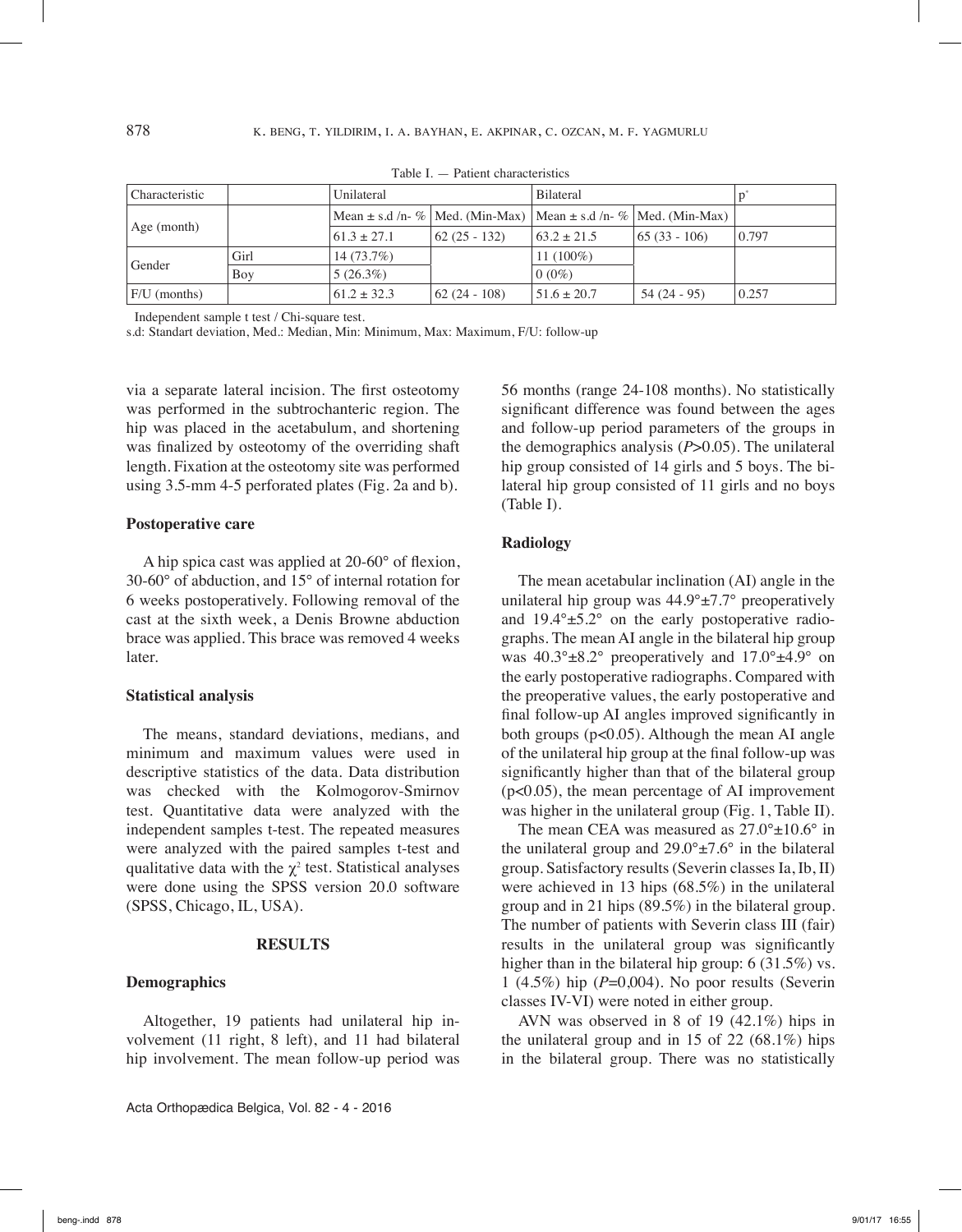Table I. — Patient characteristics

| Characteristic | | Unilateral | | Bilateral | | p* |
|---|---|---|---|---|---|---|
| Age (month) | | Mean ± s.d /n- % | Med. (Min-Max) | Mean ± s.d /n- % | Med. (Min-Max) | |
| | | 61.3 ± 27.1 | 62 (25 - 132) | 63.2 ± 21.5 | 65 (33 - 106) | 0.797 |
| Gender | Girl | 14 (73.7%) | | 11 (100%) | | |
| | Boy | 5 (26.3%) | | 0 (0%) | | |
| F/U (months) | | 61.2 ± 32.3 | 62 (24 - 108) | 51.6 ± 20.7 | 54 (24 - 95) | 0.257 |

*Independent sample t test / Chi-square test.
s.d: Standart deviation, Med.: Median, Min: Minimum, Max: Maximum, F/U: follow-up

via a separate lateral incision. The first osteotomy was performed in the subtrochanteric region. The hip was placed in the acetabulum, and shortening was finalized by osteotomy of the overriding shaft length. Fixation at the osteotomy site was performed using 3.5-mm 4-5 perforated plates (Fig. 2a and b).

### Postoperative care

A hip spica cast was applied at 20-60° of flexion, 30-60° of abduction, and 15° of internal rotation for 6 weeks postoperatively. Following removal of the cast at the sixth week, a Denis Browne abduction brace was applied. This brace was removed 4 weeks later.

### Statistical analysis

The means, standard deviations, medians, and minimum and maximum values were used in descriptive statistics of the data. Data distribution was checked with the Kolmogorov-Smirnov test. Quantitative data were analyzed with the independent samples t-test. The repeated measures were analyzed with the paired samples t-test and qualitative data with the $\chi^2$ test. Statistical analyses were done using the SPSS version 20.0 software (SPSS, Chicago, IL, USA).

## RESULTS

### Demographics

Altogether, 19 patients had unilateral hip involvement (11 right, 8 left), and 11 had bilateral hip involvement. The mean follow-up period was 56 months (range 24-108 months). No statistically significant difference was found between the ages and follow-up period parameters of the groups in the demographics analysis ($P$>0.05). The unilateral hip group consisted of 14 girls and 5 boys. The bilateral hip group consisted of 11 girls and no boys (Table I).

### Radiology

The mean acetabular inclination (AI) angle in the unilateral hip group was 44.9°±7.7° preoperatively and 19.4°±5.2° on the early postoperative radiographs. The mean AI angle in the bilateral hip group was 40.3°±8.2° preoperatively and 17.0°±4.9° on the early postoperative radiographs. Compared with the preoperative values, the early postoperative and final follow-up AI angles improved significantly in both groups (p<0.05). Although the mean AI angle of the unilateral hip group at the final follow-up was significantly higher than that of the bilateral group (p<0.05), the mean percentage of AI improvement was higher in the unilateral group (Fig. 1, Table II).

The mean CEA was measured as 27.0°±10.6° in the unilateral group and 29.0°±7.6° in the bilateral group. Satisfactory results (Severin classes Ia, Ib, II) were achieved in 13 hips (68.5%) in the unilateral group and in 21 hips (89.5%) in the bilateral group. The number of patients with Severin class III (fair) results in the unilateral group was significantly higher than in the bilateral hip group: 6 (31.5%) vs. 1 (4.5%) hip ($P$=0,004). No poor results (Severin classes IV-VI) were noted in either group.

AVN was observed in 8 of 19 (42.1%) hips in the unilateral group and in 15 of 22 (68.1%) hips in the bilateral group. There was no statistically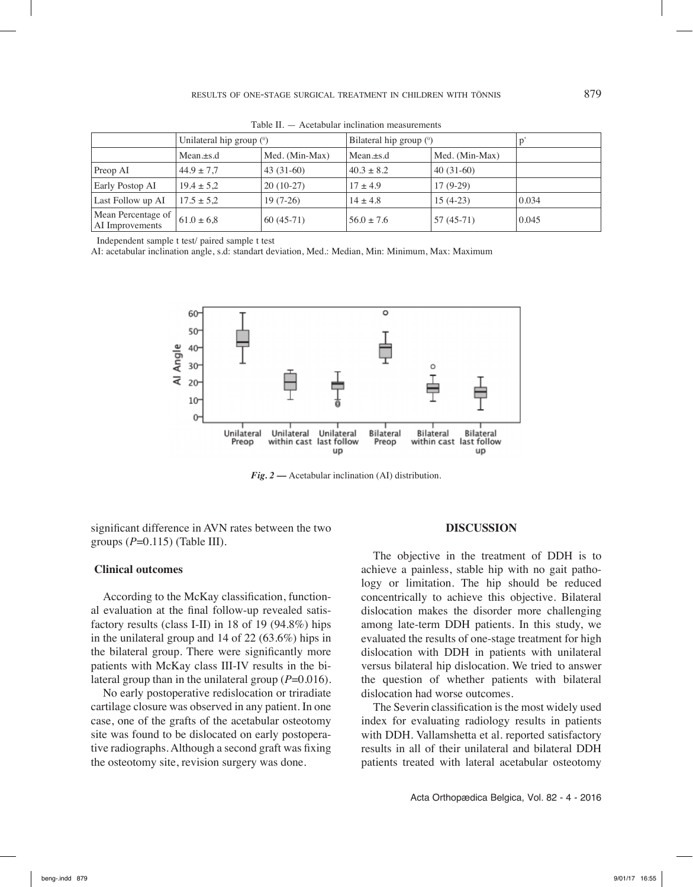Table II. — Acetabular inclination measurements

| | Unilateral hip group (°) | | Bilateral hip group (°) | | p* |
|---|---|---|---|---|---|
| | Mean.±s.d | Med. (Min-Max) | Mean.±s.d | Med. (Min-Max) | |
| Preop AI | 44.9 ± 7,7 | 43 (31-60) | 40.3 ± 8.2 | 40 (31-60) | |
| Early Postop AI | 19.4 ± 5,2 | 20 (10-27) | 17 ± 4.9 | 17 (9-29) | |
| Last Follow up AI | 17.5 ± 5,2 | 19 (7-26) | 14 ± 4.8 | 15 (4-23) | 0.034 |
| Mean Percentage of AI Improvements | 61.0 ± 6,8 | 60 (45-71) | 56.0 ± 7.6 | 57 (45-71) | 0.045 |

*Independent sample t test/ paired sample t test

AI: acetabular inclination angle, s.d: standart deviation, Med.: Median, Min: Minimum, Max: Maximum

***Fig. 2*** — Acetabular inclination (AI) distribution.

significant difference in AVN rates between the two groups (*P*=0.115) (Table III).

### Clinical outcomes

According to the McKay classification, functional evaluation at the final follow-up revealed satisfactory results (class I-II) in 18 of 19 (94.8%) hips in the unilateral group and 14 of 22 (63.6%) hips in the bilateral group. There were significantly more patients with McKay class III-IV results in the bilateral group than in the unilateral group (*P*=0.016).

No early postoperative redislocation or triradiate cartilage closure was observed in any patient. In one case, one of the grafts of the acetabular osteotomy site was found to be dislocated on early postoperative radiographs. Although a second graft was fixing the osteotomy site, revision surgery was done.

## DISCUSSION

The objective in the treatment of DDH is to achieve a painless, stable hip with no gait pathology or limitation. The hip should be reduced concentrically to achieve this objective. Bilateral dislocation makes the disorder more challenging among late-term DDH patients. In this study, we evaluated the results of one-stage treatment for high dislocation with DDH in patients with unilateral versus bilateral hip dislocation. We tried to answer the question of whether patients with bilateral dislocation had worse outcomes.

The Severin classification is the most widely used index for evaluating radiology results in patients with DDH. Vallamshetta et al. reported satisfactory results in all of their unilateral and bilateral DDH patients treated with lateral acetabular osteotomy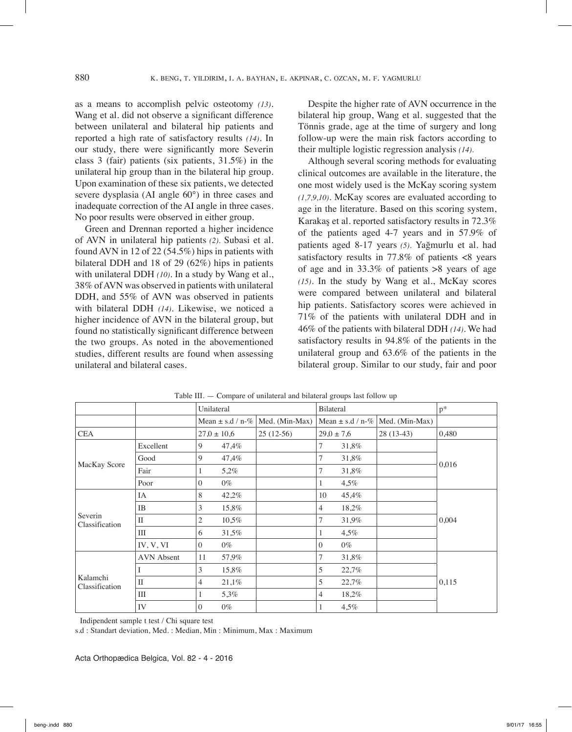as a means to accomplish pelvic osteotomy *(13)*. Wang et al. did not observe a significant difference between unilateral and bilateral hip patients and reported a high rate of satisfactory results *(14)*. In our study, there were significantly more Severin class 3 (fair) patients (six patients, 31.5%) in the unilateral hip group than in the bilateral hip group. Upon examination of these six patients, we detected severe dysplasia (AI angle 60°) in three cases and inadequate correction of the AI angle in three cases. No poor results were observed in either group.

Green and Drennan reported a higher incidence of AVN in unilateral hip patients *(2)*. Subasi et al. found AVN in 12 of 22 (54.5%) hips in patients with bilateral DDH and 18 of 29 (62%) hips in patients with unilateral DDH *(10)*. In a study by Wang et al., 38% of AVN was observed in patients with unilateral DDH, and 55% of AVN was observed in patients with bilateral DDH *(14)*. Likewise, we noticed a higher incidence of AVN in the bilateral group, but found no statistically significant difference between the two groups. As noted in the abovementioned studies, different results are found when assessing unilateral and bilateral cases.

Despite the higher rate of AVN occurrence in the bilateral hip group, Wang et al. suggested that the Tönnis grade, age at the time of surgery and long follow-up were the main risk factors according to their multiple logistic regression analysis *(14)*.

Although several scoring methods for evaluating clinical outcomes are available in the literature, the one most widely used is the McKay scoring system *(1,7,9,10)*. McKay scores are evaluated according to age in the literature. Based on this scoring system, Karakaş et al. reported satisfactory results in 72.3% of the patients aged 4-7 years and in 57.9% of patients aged 8-17 years *(5)*. Yağmurlu et al. had satisfactory results in 77.8% of patients <8 years of age and in 33.3% of patients >8 years of age *(15)*. In the study by Wang et al., McKay scores were compared between unilateral and bilateral hip patients. Satisfactory scores were achieved in 71% of the patients with unilateral DDH and in 46% of the patients with bilateral DDH *(14)*. We had satisfactory results in 94.8% of the patients in the unilateral group and 63.6% of the patients in the bilateral group. Similar to our study, fair and poor

Table III. — Compare of unilateral and bilateral groups last follow up

| | | Unilateral | | Bilateral | | p* |
|---|---|---|---|---|---|---|
| | | Mean ± s.d / n-% | Med. (Min-Max) | Mean ± s.d / n-% | Med. (Min-Max) | |
| CEA | | 27,0 ± 10,6 | 25 (12-56) | 29,0 ± 7,6 | 28 (13-43) | 0,480 |
| MacKay Score | Excellent | 9 47,4% | | 7 31,8% | | 0,016 |
| | Good | 9 47,4% | | 7 31,8% | | |
| | Fair | 1 5,2% | | 7 31,8% | | |
| | Poor | 0 0% | | 1 4,5% | | |
| Severin Classification | IA | 8 42,2% | | 10 45,4% | | 0,004 |
| | IB | 3 15,8% | | 4 18,2% | | |
| | II | 2 10,5% | | 7 31,9% | | |
| | III | 6 31,5% | | 1 4,5% | | |
| | IV, V, VI | 0 0% | | 0 0% | | |
| Kalamchi Classification | AVN Absent | 11 57,9% | | 7 31,8% | | 0,115 |
| | I | 3 15,8% | | 5 22,7% | | |
| | II | 4 21,1% | | 5 22,7% | | |
| | III | 1 5,3% | | 4 18,2% | | |
| | IV | 0 0% | | 1 4,5% | | |

Indipendent sample t test / Chi square test

s.d : Standart deviation, Med. : Median, Min : Minimum, Max : Maximum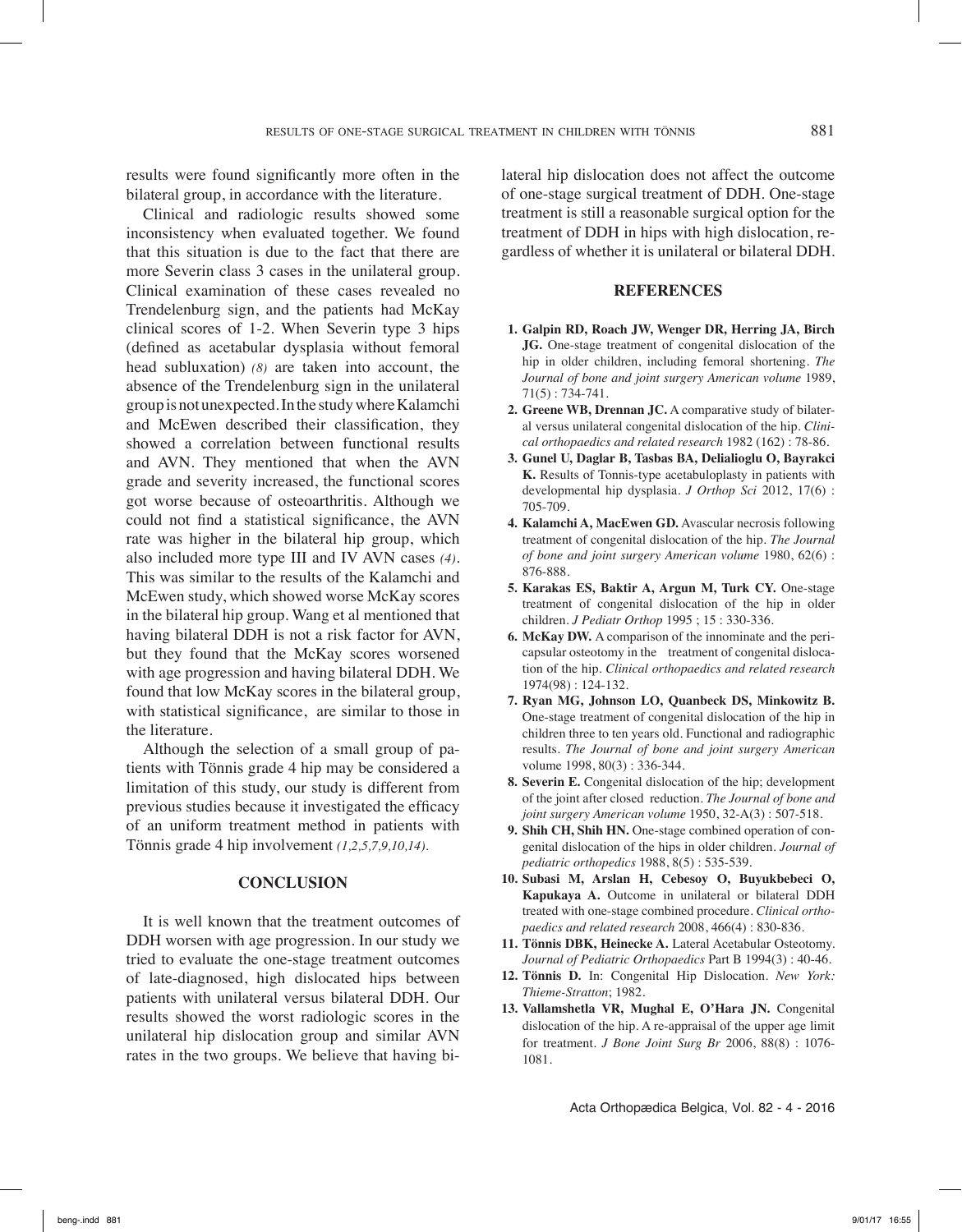results were found significantly more often in the bilateral group, in accordance with the literature.

Clinical and radiologic results showed some inconsistency when evaluated together. We found that this situation is due to the fact that there are more Severin class 3 cases in the unilateral group. Clinical examination of these cases revealed no Trendelenburg sign, and the patients had McKay clinical scores of 1-2. When Severin type 3 hips (defined as acetabular dysplasia without femoral head subluxation) *(8)* are taken into account, the absence of the Trendelenburg sign in the unilateral group is not unexpected. In the study where Kalamchi and McEwen described their classification, they showed a correlation between functional results and AVN. They mentioned that when the AVN grade and severity increased, the functional scores got worse because of osteoarthritis. Although we could not find a statistical significance, the AVN rate was higher in the bilateral hip group, which also included more type III and IV AVN cases *(4)*. This was similar to the results of the Kalamchi and McEwen study, which showed worse McKay scores in the bilateral hip group. Wang et al mentioned that having bilateral DDH is not a risk factor for AVN, but they found that the McKay scores worsened with age progression and having bilateral DDH. We found that low McKay scores in the bilateral group, with statistical significance, are similar to those in the literature.

Although the selection of a small group of patients with Tönnis grade 4 hip may be considered a limitation of this study, our study is different from previous studies because it investigated the efficacy of an uniform treatment method in patients with Tönnis grade 4 hip involvement *(1,2,5,7,9,10,14)*.

## CONCLUSION

It is well known that the treatment outcomes of DDH worsen with age progression. In our study we tried to evaluate the one-stage treatment outcomes of late-diagnosed, high dislocated hips between patients with unilateral versus bilateral DDH. Our results showed the worst radiologic scores in the unilateral hip dislocation group and similar AVN rates in the two groups. We believe that having bilateral hip dislocation does not affect the outcome of one-stage surgical treatment of DDH. One-stage treatment is still a reasonable surgical option for the treatment of DDH in hips with high dislocation, regardless of whether it is unilateral or bilateral DDH.

## REFERENCES

1. **Galpin RD, Roach JW, Wenger DR, Herring JA, Birch JG.** One-stage treatment of congenital dislocation of the hip in older children, including femoral shortening. *The Journal of bone and joint surgery American volume* 1989, 71(5) : 734-741.
2. **Greene WB, Drennan JC.** A comparative study of bilateral versus unilateral congenital dislocation of the hip. *Clinical orthopaedics and related research* 1982 (162) : 78-86.
3. **Gunel U, Daglar B, Tasbas BA, Delialioglu O, Bayrakci K.** Results of Tonnis-type acetabuloplasty in patients with developmental hip dysplasia. *J Orthop Sci* 2012, 17(6) : 705-709.
4. **Kalamchi A, MacEwen GD.** Avascular necrosis following treatment of congenital dislocation of the hip. *The Journal of bone and joint surgery American volume* 1980, 62(6) : 876-888.
5. **Karakas ES, Baktir A, Argun M, Turk CY.** One-stage treatment of congenital dislocation of the hip in older children. *J Pediatr Orthop* 1995 ; 15 : 330-336.
6. **McKay DW.** A comparison of the innominate and the pericapsular osteotomy in the treatment of congenital dislocation of the hip. *Clinical orthopaedics and related research* 1974(98) : 124-132.
7. **Ryan MG, Johnson LO, Quanbeck DS, Minkowitz B.** One-stage treatment of congenital dislocation of the hip in children three to ten years old. Functional and radiographic results. *The Journal of bone and joint surgery American* volume 1998, 80(3) : 336-344.
8. **Severin E.** Congenital dislocation of the hip; development of the joint after closed reduction. *The Journal of bone and joint surgery American volume* 1950, 32-A(3) : 507-518.
9. **Shih CH, Shih HN.** One-stage combined operation of congenital dislocation of the hips in older children. *Journal of pediatric orthopedics* 1988, 8(5) : 535-539.
10. **Subasi M, Arslan H, Cebesoy O, Buyukbebeci O, Kapukaya A.** Outcome in unilateral or bilateral DDH treated with one-stage combined procedure. *Clinical orthopaedics and related research* 2008, 466(4) : 830-836.
11. **Tönnis DBK, Heinecke A.** Lateral Acetabular Osteotomy. *Journal of Pediatric Orthopaedics* Part B 1994(3) : 40-46.
12. **Tönnis D.** In: Congenital Hip Dislocation. *New York: Thieme-Stratton*; 1982.
13. **Vallamshetla VR, Mughal E, O'Hara JN.** Congenital dislocation of the hip. A re-appraisal of the upper age limit for treatment. *J Bone Joint Surg Br* 2006, 88(8) : 1076-1081.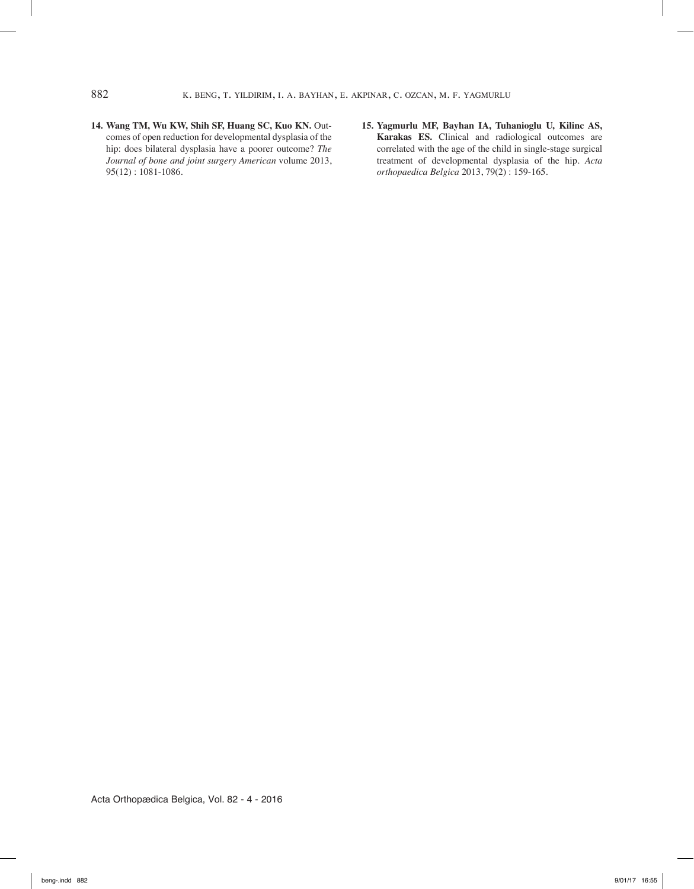14. **Wang TM, Wu KW, Shih SF, Huang SC, Kuo KN.** Outcomes of open reduction for developmental dysplasia of the hip: does bilateral dysplasia have a poorer outcome? *The Journal of bone and joint surgery American* volume 2013, 95(12) : 1081-1086.

15. **Yagmurlu MF, Bayhan IA, Tuhanioglu U, Kilinc AS, Karakas ES.** Clinical and radiological outcomes are correlated with the age of the child in single-stage surgical treatment of developmental dysplasia of the hip. *Acta orthopaedica Belgica* 2013, 79(2) : 159-165.